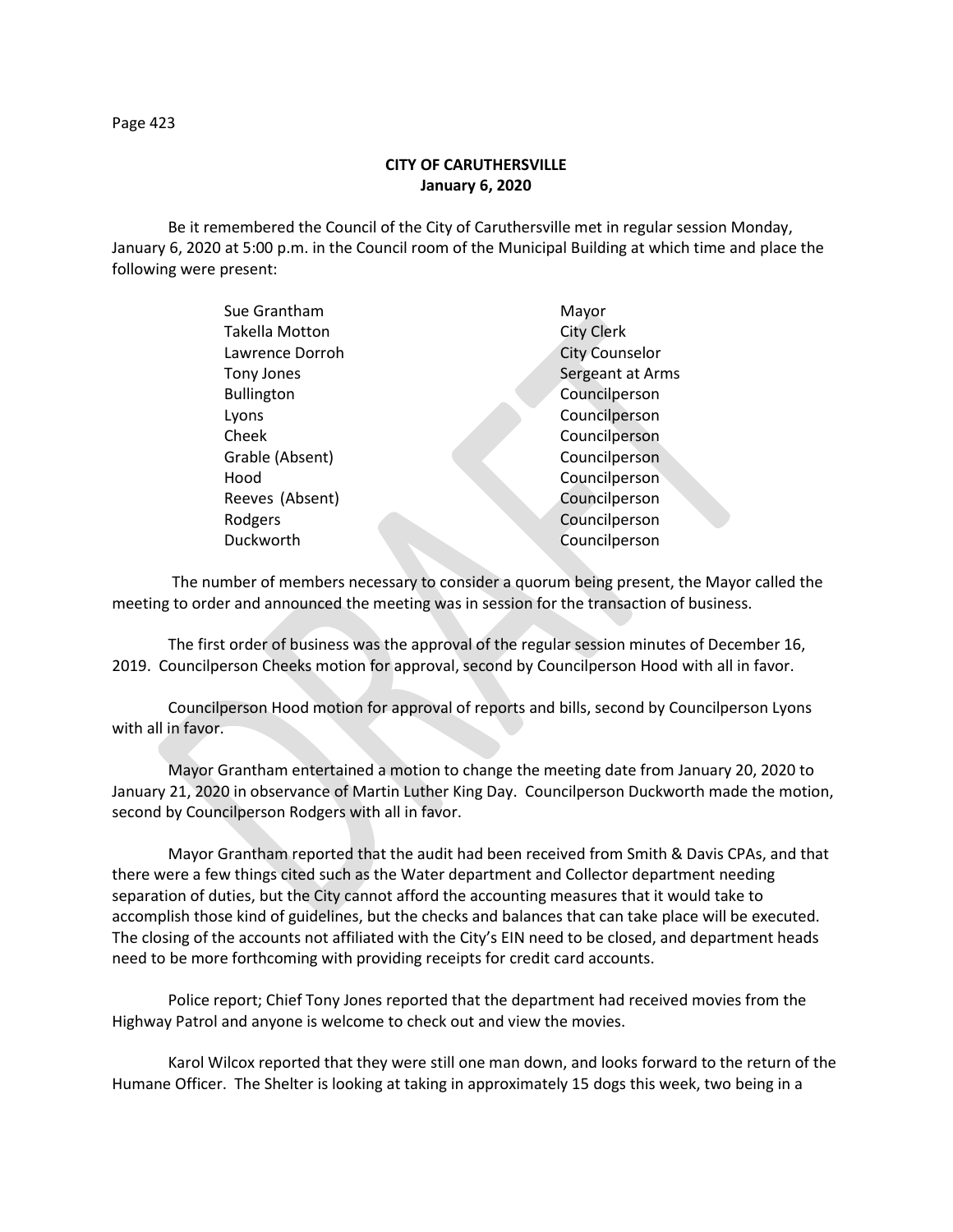**CITY OF CARUTHERSVILLE**
**January 6, 2020**

Be it remembered the Council of the City of Caruthersville met in regular session Monday, January 6, 2020 at 5:00 p.m. in the Council room of the Municipal Building at which time and place the following were present:

| | |
|---|---|
| Sue Grantham | Mayor |
| Takella Motton | City Clerk |
| Lawrence Dorroh | City Counselor |
| Tony Jones | Sergeant at Arms |
| Bullington | Councilperson |
| Lyons | Councilperson |
| Cheek | Councilperson |
| Grable (Absent) | Councilperson |
| Hood | Councilperson |
| Reeves (Absent) | Councilperson |
| Rodgers | Councilperson |
| Duckworth | Councilperson |

The number of members necessary to consider a quorum being present, the Mayor called the meeting to order and announced the meeting was in session for the transaction of business.

The first order of business was the approval of the regular session minutes of December 16, 2019. Councilperson Cheeks motion for approval, second by Councilperson Hood with all in favor.

Councilperson Hood motion for approval of reports and bills, second by Councilperson Lyons with all in favor.

Mayor Grantham entertained a motion to change the meeting date from January 20, 2020 to January 21, 2020 in observance of Martin Luther King Day. Councilperson Duckworth made the motion, second by Councilperson Rodgers with all in favor.

Mayor Grantham reported that the audit had been received from Smith & Davis CPAs, and that there were a few things cited such as the Water department and Collector department needing separation of duties, but the City cannot afford the accounting measures that it would take to accomplish those kind of guidelines, but the checks and balances that can take place will be executed. The closing of the accounts not affiliated with the City's EIN need to be closed, and department heads need to be more forthcoming with providing receipts for credit card accounts.

Police report; Chief Tony Jones reported that the department had received movies from the Highway Patrol and anyone is welcome to check out and view the movies.

Karol Wilcox reported that they were still one man down, and looks forward to the return of the Humane Officer. The Shelter is looking at taking in approximately 15 dogs this week, two being in a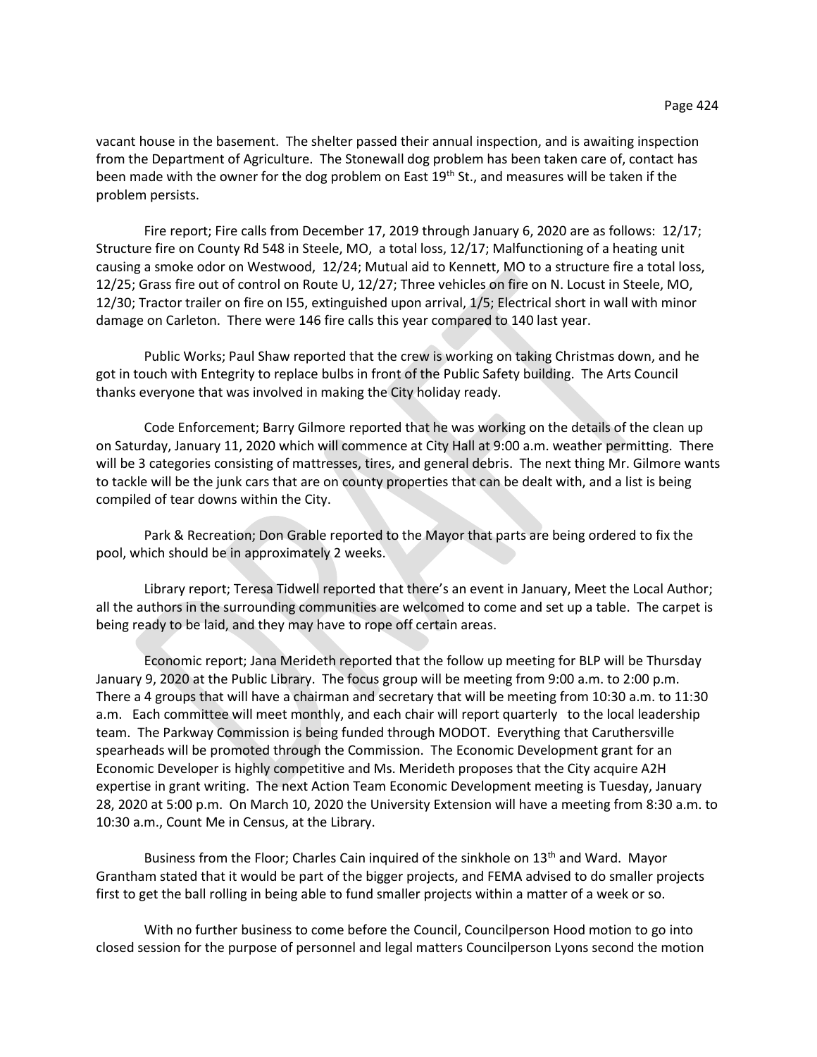vacant house in the basement. The shelter passed their annual inspection, and is awaiting inspection from the Department of Agriculture. The Stonewall dog problem has been taken care of, contact has been made with the owner for the dog problem on East 19th St., and measures will be taken if the problem persists.

Fire report; Fire calls from December 17, 2019 through January 6, 2020 are as follows: 12/17; Structure fire on County Rd 548 in Steele, MO, a total loss, 12/17; Malfunctioning of a heating unit causing a smoke odor on Westwood, 12/24; Mutual aid to Kennett, MO to a structure fire a total loss, 12/25; Grass fire out of control on Route U, 12/27; Three vehicles on fire on N. Locust in Steele, MO, 12/30; Tractor trailer on fire on I55, extinguished upon arrival, 1/5; Electrical short in wall with minor damage on Carleton. There were 146 fire calls this year compared to 140 last year.

Public Works; Paul Shaw reported that the crew is working on taking Christmas down, and he got in touch with Entegrity to replace bulbs in front of the Public Safety building. The Arts Council thanks everyone that was involved in making the City holiday ready.

Code Enforcement; Barry Gilmore reported that he was working on the details of the clean up on Saturday, January 11, 2020 which will commence at City Hall at 9:00 a.m. weather permitting. There will be 3 categories consisting of mattresses, tires, and general debris. The next thing Mr. Gilmore wants to tackle will be the junk cars that are on county properties that can be dealt with, and a list is being compiled of tear downs within the City.

Park & Recreation; Don Grable reported to the Mayor that parts are being ordered to fix the pool, which should be in approximately 2 weeks.

Library report; Teresa Tidwell reported that there's an event in January, Meet the Local Author; all the authors in the surrounding communities are welcomed to come and set up a table. The carpet is being ready to be laid, and they may have to rope off certain areas.

Economic report; Jana Merideth reported that the follow up meeting for BLP will be Thursday January 9, 2020 at the Public Library. The focus group will be meeting from 9:00 a.m. to 2:00 p.m. There a 4 groups that will have a chairman and secretary that will be meeting from 10:30 a.m. to 11:30 a.m. Each committee will meet monthly, and each chair will report quarterly to the local leadership team. The Parkway Commission is being funded through MODOT. Everything that Caruthersville spearheads will be promoted through the Commission. The Economic Development grant for an Economic Developer is highly competitive and Ms. Merideth proposes that the City acquire A2H expertise in grant writing. The next Action Team Economic Development meeting is Tuesday, January 28, 2020 at 5:00 p.m. On March 10, 2020 the University Extension will have a meeting from 8:30 a.m. to 10:30 a.m., Count Me in Census, at the Library.

Business from the Floor; Charles Cain inquired of the sinkhole on 13th and Ward. Mayor Grantham stated that it would be part of the bigger projects, and FEMA advised to do smaller projects first to get the ball rolling in being able to fund smaller projects within a matter of a week or so.

With no further business to come before the Council, Councilperson Hood motion to go into closed session for the purpose of personnel and legal matters Councilperson Lyons second the motion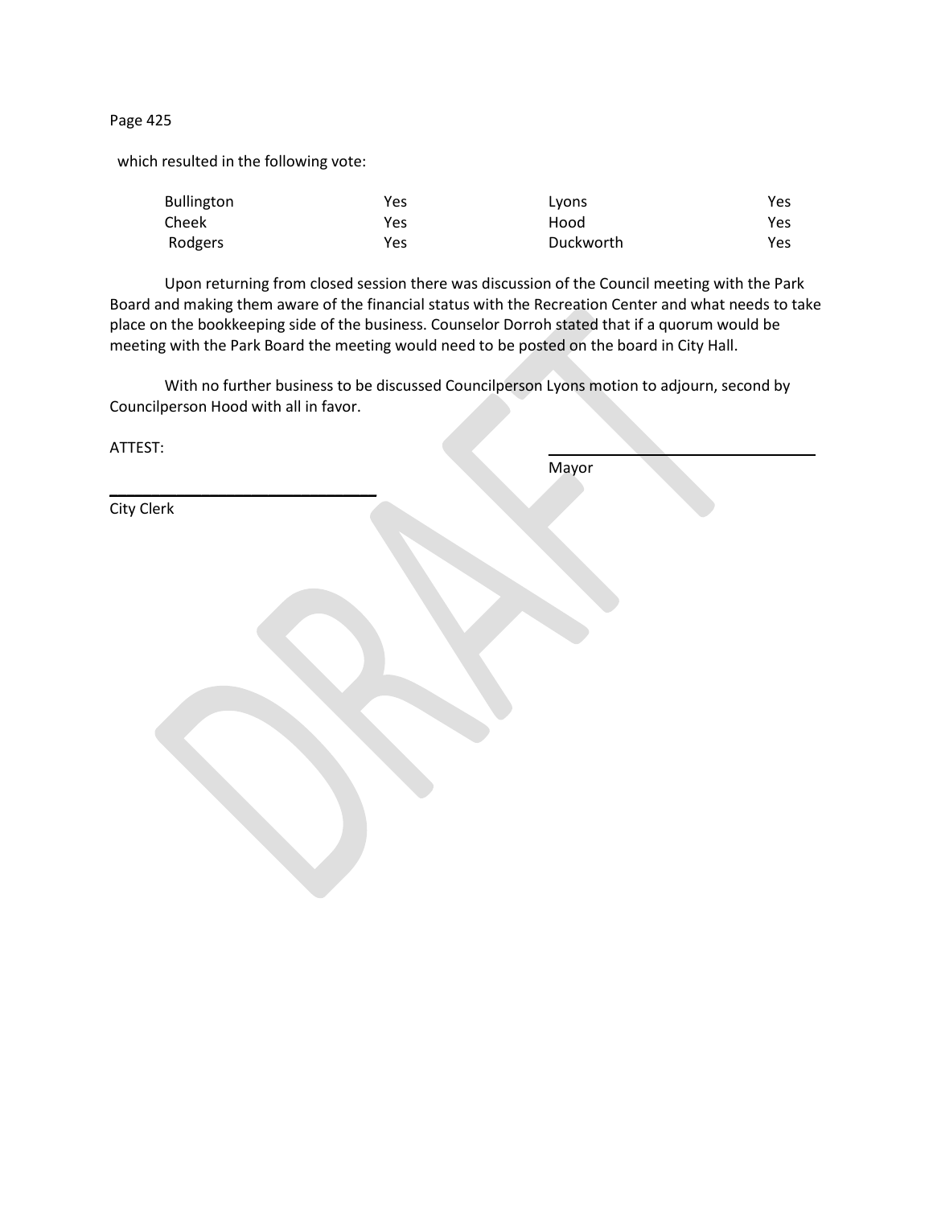which resulted in the following vote:

| | | | |
|---|---|---|---|
| Bullington | Yes | Lyons | Yes |
| Cheek | Yes | Hood | Yes |
| Rodgers | Yes | Duckworth | Yes |

Upon returning from closed session there was discussion of the Council meeting with the Park Board and making them aware of the financial status with the Recreation Center and what needs to take place on the bookkeeping side of the business. Counselor Dorroh stated that if a quorum would be meeting with the Park Board the meeting would need to be posted on the board in City Hall.

With no further business to be discussed Councilperson Lyons motion to adjourn, second by Councilperson Hood with all in favor.

ATTEST:

\_\_\_\_\_\_\_\_\_\_\_\_\_\_\_\_\_\_\_\_\_\_\_\_\_\_\_\_\_\_\_\_
Mayor

\_\_\_\_\_\_\_\_\_\_\_\_\_\_\_\_\_\_\_\_\_\_\_\_\_\_\_\_\_\_\_\_
City Clerk

DRAFT